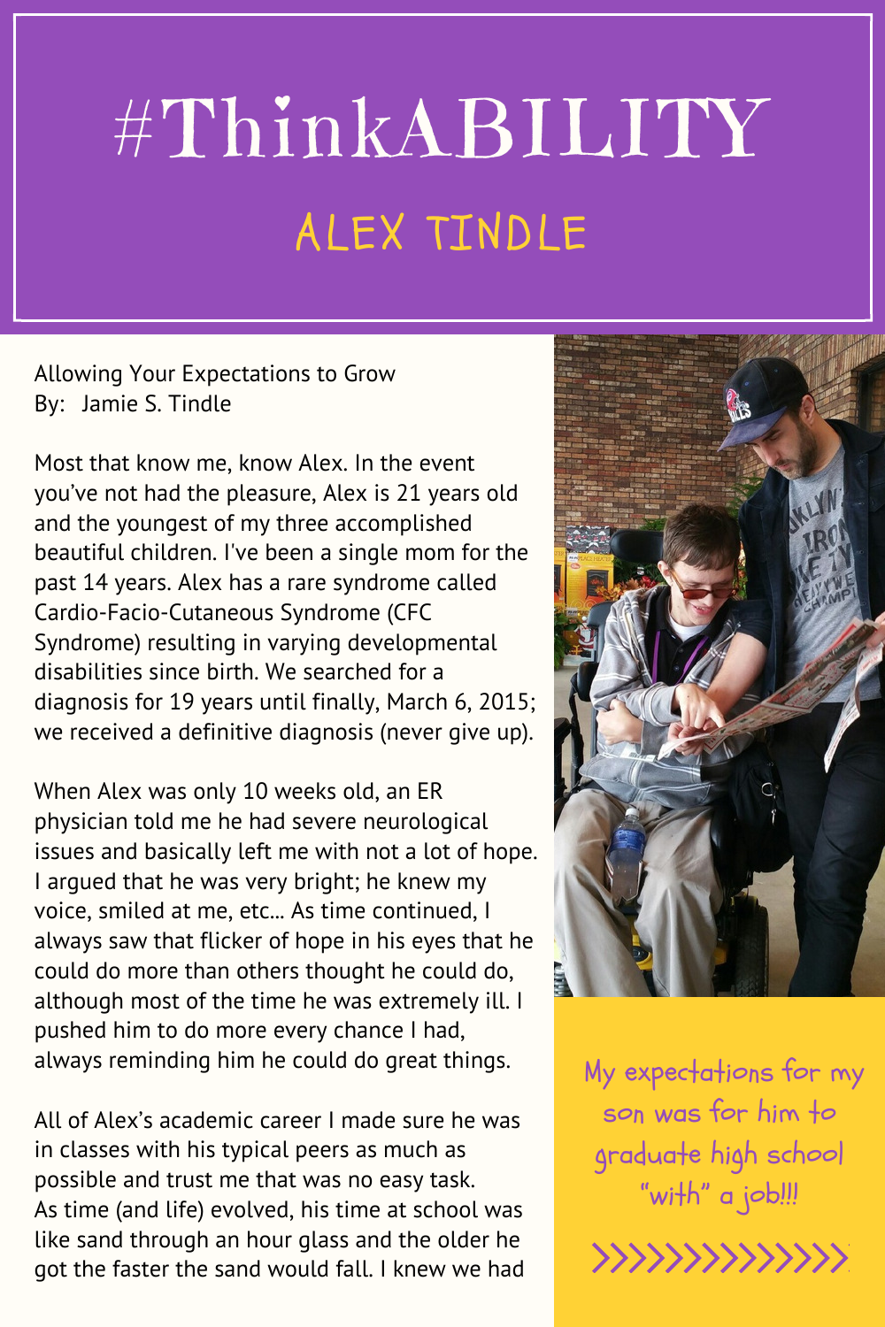# #ThinkABILITY

## ALEX TINDLE

Allowing Your Expectations to Grow
By: Jamie S. Tindle

Most that know me, know Alex. In the event you've not had the pleasure, Alex is 21 years old and the youngest of my three accomplished beautiful children. I've been a single mom for the past 14 years. Alex has a rare syndrome called Cardio-Facio-Cutaneous Syndrome (CFC Syndrome) resulting in varying developmental disabilities since birth. We searched for a diagnosis for 19 years until finally, March 6, 2015; we received a definitive diagnosis (never give up).

When Alex was only 10 weeks old, an ER physician told me he had severe neurological issues and basically left me with not a lot of hope. I argued that he was very bright; he knew my voice, smiled at me, etc... As time continued, I always saw that flicker of hope in his eyes that he could do more than others thought he could do, although most of the time he was extremely ill. I pushed him to do more every chance I had, always reminding him he could do great things.

All of Alex's academic career I made sure he was in classes with his typical peers as much as possible and trust me that was no easy task. As time (and life) evolved, his time at school was like sand through an hour glass and the older he got the faster the sand would fall. I knew we had

My expectations for my son was for him to graduate high school "with" a job!!!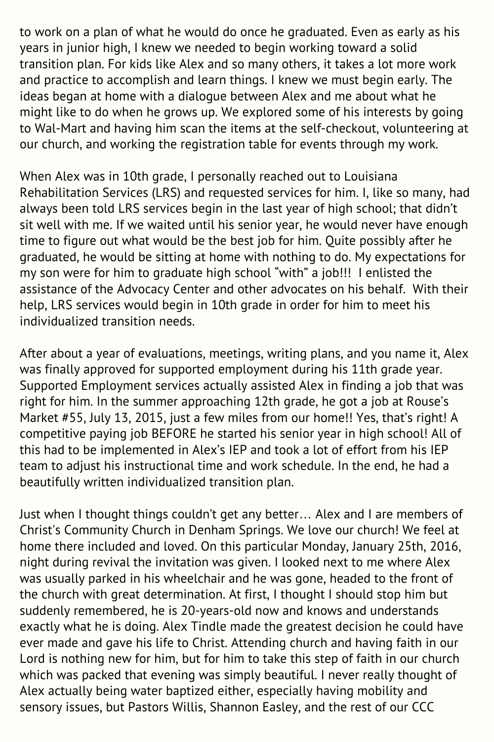to work on a plan of what he would do once he graduated. Even as early as his years in junior high, I knew we needed to begin working toward a solid transition plan. For kids like Alex and so many others, it takes a lot more work and practice to accomplish and learn things. I knew we must begin early. The ideas began at home with a dialogue between Alex and me about what he might like to do when he grows up. We explored some of his interests by going to Wal-Mart and having him scan the items at the self-checkout, volunteering at our church, and working the registration table for events through my work.

When Alex was in 10th grade, I personally reached out to Louisiana Rehabilitation Services (LRS) and requested services for him. I, like so many, had always been told LRS services begin in the last year of high school; that didn't sit well with me. If we waited until his senior year, he would never have enough time to figure out what would be the best job for him. Quite possibly after he graduated, he would be sitting at home with nothing to do. My expectations for my son were for him to graduate high school "with" a job!!! I enlisted the assistance of the Advocacy Center and other advocates on his behalf. With their help, LRS services would begin in 10th grade in order for him to meet his individualized transition needs.

After about a year of evaluations, meetings, writing plans, and you name it, Alex was finally approved for supported employment during his 11th grade year. Supported Employment services actually assisted Alex in finding a job that was right for him. In the summer approaching 12th grade, he got a job at Rouse's Market #55, July 13, 2015, just a few miles from our home!! Yes, that's right! A competitive paying job BEFORE he started his senior year in high school! All of this had to be implemented in Alex's IEP and took a lot of effort from his IEP team to adjust his instructional time and work schedule. In the end, he had a beautifully written individualized transition plan.

Just when I thought things couldn't get any better… Alex and I are members of Christ's Community Church in Denham Springs. We love our church! We feel at home there included and loved. On this particular Monday, January 25th, 2016, night during revival the invitation was given. I looked next to me where Alex was usually parked in his wheelchair and he was gone, headed to the front of the church with great determination. At first, I thought I should stop him but suddenly remembered, he is 20-years-old now and knows and understands exactly what he is doing. Alex Tindle made the greatest decision he could have ever made and gave his life to Christ. Attending church and having faith in our Lord is nothing new for him, but for him to take this step of faith in our church which was packed that evening was simply beautiful. I never really thought of Alex actually being water baptized either, especially having mobility and sensory issues, but Pastors Willis, Shannon Easley, and the rest of our CCC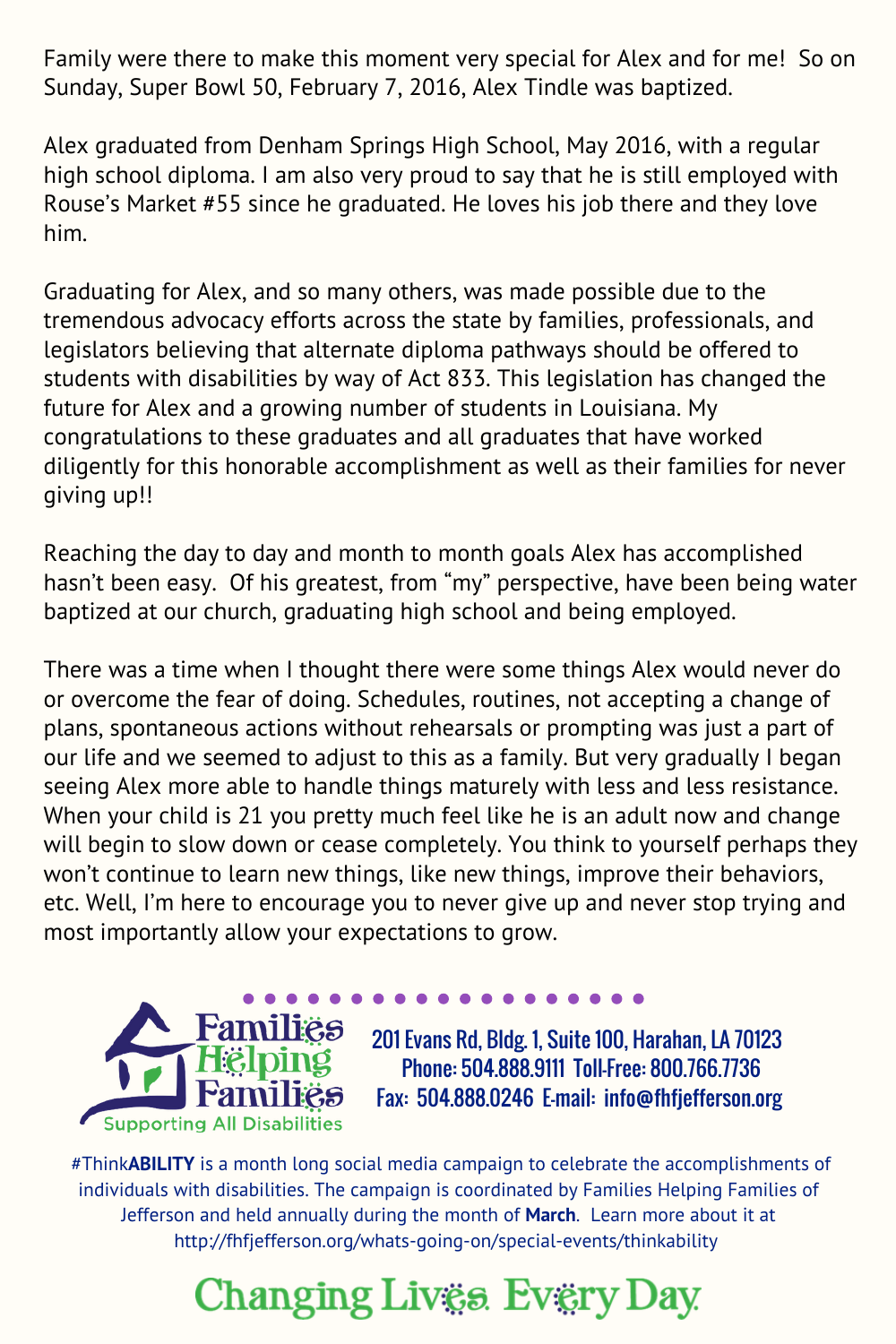Family were there to make this moment very special for Alex and for me!  So on Sunday, Super Bowl 50, February 7, 2016, Alex Tindle was baptized.

Alex graduated from Denham Springs High School, May 2016, with a regular high school diploma. I am also very proud to say that he is still employed with Rouse's Market #55 since he graduated. He loves his job there and they love him.

Graduating for Alex, and so many others, was made possible due to the tremendous advocacy efforts across the state by families, professionals, and legislators believing that alternate diploma pathways should be offered to students with disabilities by way of Act 833. This legislation has changed the future for Alex and a growing number of students in Louisiana. My congratulations to these graduates and all graduates that have worked diligently for this honorable accomplishment as well as their families for never giving up!!

Reaching the day to day and month to month goals Alex has accomplished hasn't been easy.  Of his greatest, from "my" perspective, have been being water baptized at our church, graduating high school and being employed.

There was a time when I thought there were some things Alex would never do or overcome the fear of doing. Schedules, routines, not accepting a change of plans, spontaneous actions without rehearsals or prompting was just a part of our life and we seemed to adjust to this as a family. But very gradually I began seeing Alex more able to handle things maturely with less and less resistance. When your child is 21 you pretty much feel like he is an adult now and change will begin to slow down or cease completely. You think to yourself perhaps they won't continue to learn new things, like new things, improve their behaviors, etc. Well, I'm here to encourage you to never give up and never stop trying and most importantly allow your expectations to grow.

Families Helping Families
Supporting All Disabilities

201 Evans Rd, Bldg. 1, Suite 100, Harahan, LA 70123
Phone: 504.888.9111 Toll-Free: 800.766.7736
Fax: 504.888.0246 E-mail: info@fhfjefferson.org

#Think**ABILITY** is a month long social media campaign to celebrate the accomplishments of individuals with disabilities. The campaign is coordinated by Families Helping Families of Jefferson and held annually during the month of **March**. Learn more about it at http://fhfjefferson.org/whats-going-on/special-events/thinkability

Changing Lives Every Day